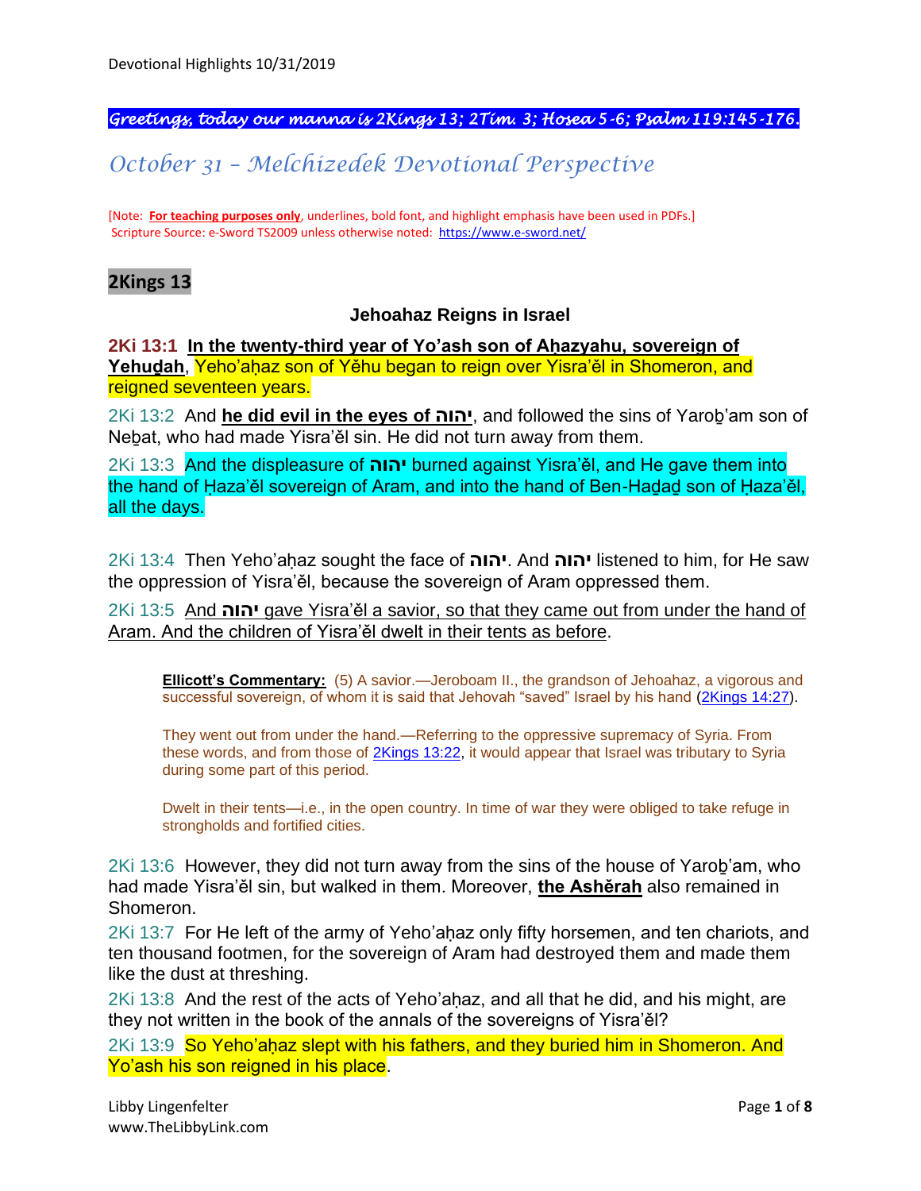*Greetings, today our manna is 2Kings 13; 2Tim. 3; Hosea 5-6; Psalm 119:145-176.*

# *October 31 – Melchizedek Devotional Perspective*

[Note: **For teaching purposes only**, underlines, bold font, and highlight emphasis have been used in PDFs.]
Scripture Source: e-Sword TS2009 unless otherwise noted: https://www.e-sword.net/

## 2Kings 13

### Jehoahaz Reigns in Israel

**2Ki 13:1** **In the twenty-third year of Yo'ash son of Aḥazyahu, sovereign of Yehuḏah**, Yeho'aḥaz son of Yěhu began to reign over Yisra'ěl in Shomeron, and reigned seventeen years.

2Ki 13:2 And **he did evil in the eyes of יהוה**, and followed the sins of Yaroḇ'am son of Neḇat, who had made Yisra'ěl sin. He did not turn away from them.

2Ki 13:3 And the displeasure of **יהוה** burned against Yisra'ěl, and He gave them into the hand of Ḥaza'ěl sovereign of Aram, and into the hand of Ben-Haḏaḏ son of Ḥaza'ěl, all the days.

2Ki 13:4 Then Yeho'aḥaz sought the face of **יהוה**. And **יהוה** listened to him, for He saw the oppression of Yisra'ěl, because the sovereign of Aram oppressed them.

2Ki 13:5 And **יהוה** gave Yisra'ěl a savior, so that they came out from under the hand of Aram. And the children of Yisra'ěl dwelt in their tents as before.

> **Ellicott's Commentary:** (5) A savior.—Jeroboam II., the grandson of Jehoahaz, a vigorous and successful sovereign, of whom it is said that Jehovah "saved" Israel by his hand (2Kings 14:27).
>
> They went out from under the hand.—Referring to the oppressive supremacy of Syria. From these words, and from those of 2Kings 13:22, it would appear that Israel was tributary to Syria during some part of this period.
>
> Dwelt in their tents—i.e., in the open country. In time of war they were obliged to take refuge in strongholds and fortified cities.

2Ki 13:6 However, they did not turn away from the sins of the house of Yaroḇ'am, who had made Yisra'ěl sin, but walked in them. Moreover, **the Asherah** also remained in Shomeron.

2Ki 13:7 For He left of the army of Yeho'aḥaz only fifty horsemen, and ten chariots, and ten thousand footmen, for the sovereign of Aram had destroyed them and made them like the dust at threshing.

2Ki 13:8 And the rest of the acts of Yeho'aḥaz, and all that he did, and his might, are they not written in the book of the annals of the sovereigns of Yisra'ěl?

2Ki 13:9 So Yeho'aḥaz slept with his fathers, and they buried him in Shomeron. And Yo'ash his son reigned in his place.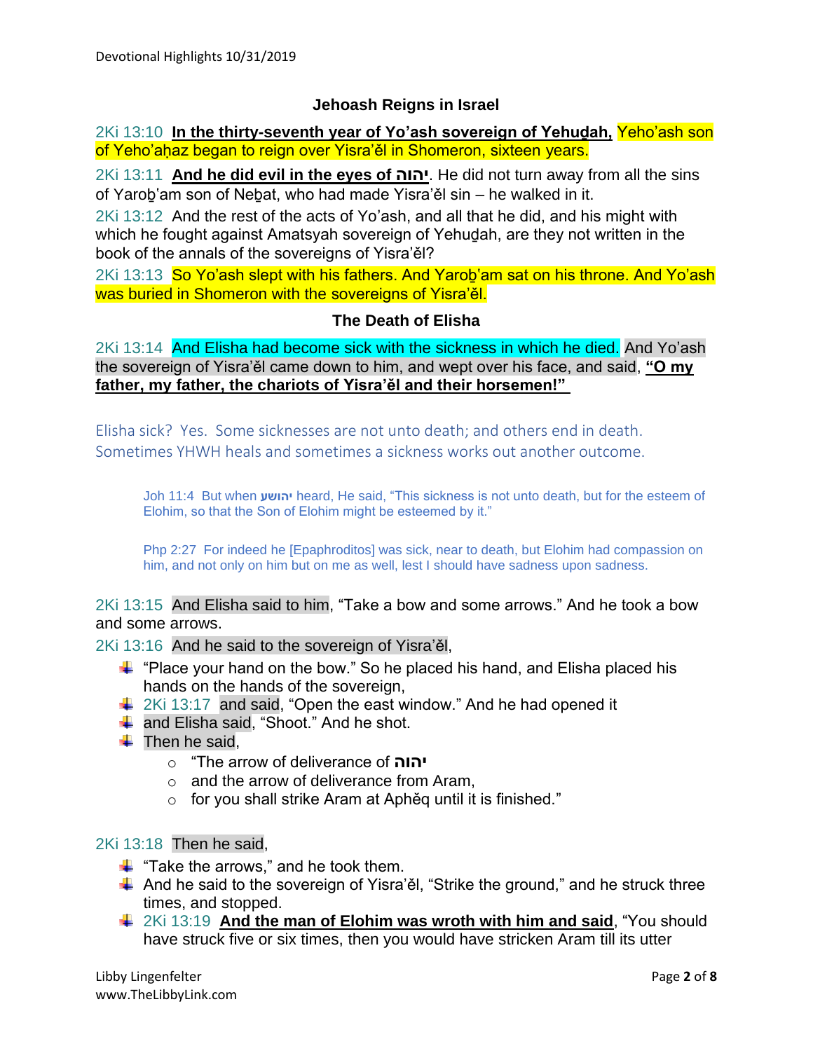### Jehoash Reigns in Israel

2Ki 13:10 **In the thirty-seventh year of Yo'ash sovereign of Yehuḏah,** Yeho'ash son of Yeho'aḥaz began to reign over Yisra'ěl in Shomeron, sixteen years.

2Ki 13:11 **And he did evil in the eyes of יהוה**. He did not turn away from all the sins of Yaroḇ'am son of Neḇat, who had made Yisra'ěl sin – he walked in it.

2Ki 13:12 And the rest of the acts of Yo'ash, and all that he did, and his might with which he fought against Amatsyah sovereign of Yehuḏah, are they not written in the book of the annals of the sovereigns of Yisra'ěl?

2Ki 13:13 So Yo'ash slept with his fathers. And Yaroḇ'am sat on his throne. And Yo'ash was buried in Shomeron with the sovereigns of Yisra'ěl.

### The Death of Elisha

2Ki 13:14 And Elisha had become sick with the sickness in which he died. And Yo'ash the sovereign of Yisra'ěl came down to him, and wept over his face, and said, **"O my father, my father, the chariots of Yisra'ěl and their horsemen!"**

Elisha sick? Yes. Some sicknesses are not unto death; and others end in death. Sometimes YHWH heals and sometimes a sickness works out another outcome.

> Joh 11:4 But when יהושע heard, He said, "This sickness is not unto death, but for the esteem of Elohim, so that the Son of Elohim might be esteemed by it."
>
> Php 2:27 For indeed he [Epaphroditos] was sick, near to death, but Elohim had compassion on him, and not only on him but on me as well, lest I should have sadness upon sadness.

2Ki 13:15 And Elisha said to him, "Take a bow and some arrows." And he took a bow and some arrows.

2Ki 13:16 And he said to the sovereign of Yisra'ěl,

- "Place your hand on the bow." So he placed his hand, and Elisha placed his hands on the hands of the sovereign,
- 2Ki 13:17 and said, "Open the east window." And he had opened it
- and Elisha said, "Shoot." And he shot.
- Then he said,
  - "The arrow of deliverance of יהוה
  - and the arrow of deliverance from Aram,
  - for you shall strike Aram at Aphěq until it is finished."

2Ki 13:18 Then he said,

- "Take the arrows," and he took them.
- And he said to the sovereign of Yisra'ěl, "Strike the ground," and he struck three times, and stopped.
- 2Ki 13:19 **And the man of Elohim was wroth with him and said**, "You should have struck five or six times, then you would have stricken Aram till its utter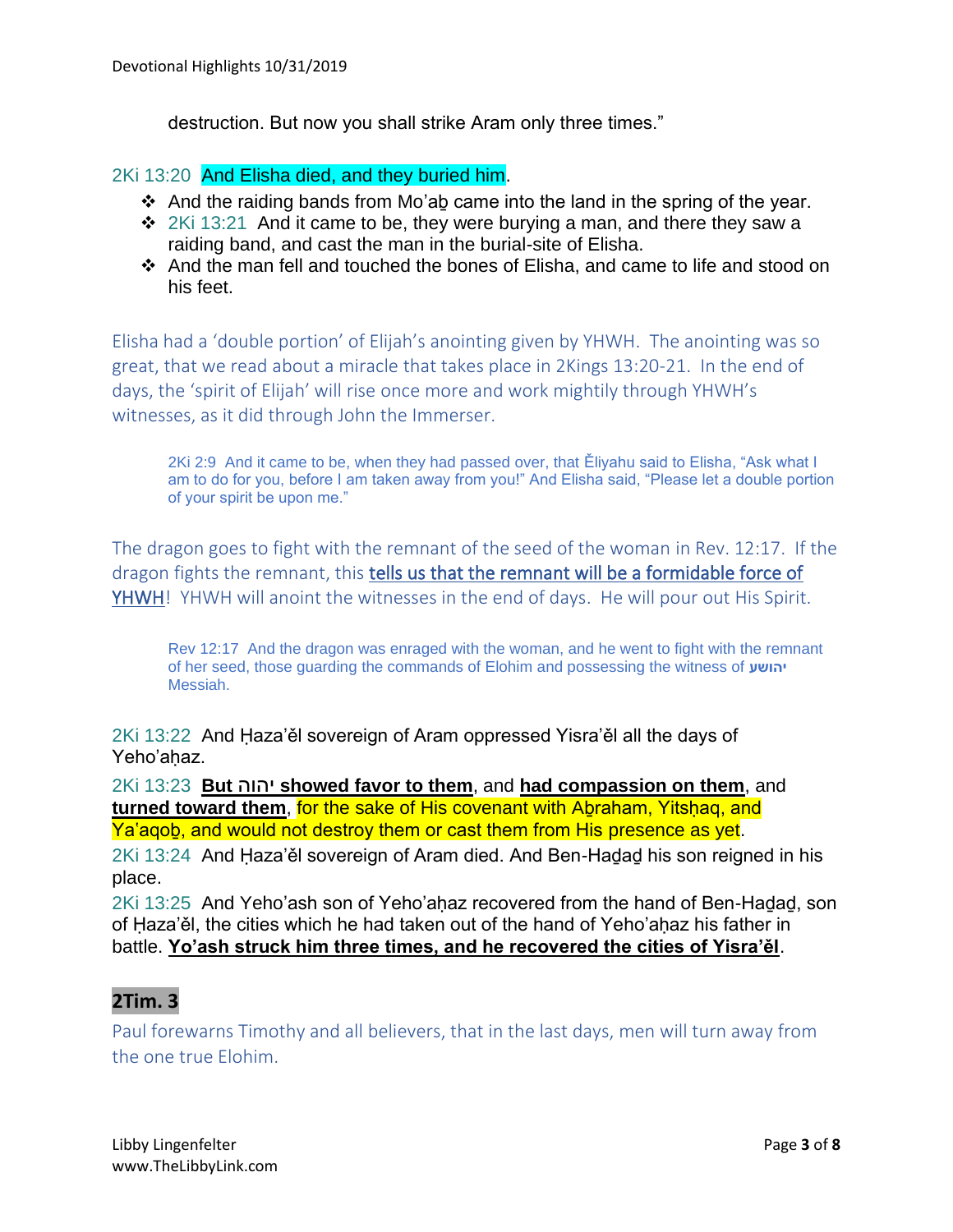destruction. But now you shall strike Aram only three times."

2Ki 13:20 And Elisha died, and they buried him.

- And the raiding bands from Mo'aḇ came into the land in the spring of the year.
- 2Ki 13:21 And it came to be, they were burying a man, and there they saw a raiding band, and cast the man in the burial-site of Elisha.
- And the man fell and touched the bones of Elisha, and came to life and stood on his feet.

Elisha had a 'double portion' of Elijah's anointing given by YHWH. The anointing was so great, that we read about a miracle that takes place in 2Kings 13:20-21. In the end of days, the 'spirit of Elijah' will rise once more and work mightily through YHWH's witnesses, as it did through John the Immerser.

> 2Ki 2:9 And it came to be, when they had passed over, that Ěliyahu said to Elisha, "Ask what I am to do for you, before I am taken away from you!" And Elisha said, "Please let a double portion of your spirit be upon me."

The dragon goes to fight with the remnant of the seed of the woman in Rev. 12:17. If the dragon fights the remnant, this tells us that the remnant will be a formidable force of YHWH! YHWH will anoint the witnesses in the end of days. He will pour out His Spirit.

> Rev 12:17 And the dragon was enraged with the woman, and he went to fight with the remnant of her seed, those guarding the commands of Elohim and possessing the witness of **יהושע** Messiah.

2Ki 13:22 And Ḥaza'ěl sovereign of Aram oppressed Yisra'ěl all the days of Yeho'aḥaz.

2Ki 13:23 **But יהוה showed favor to them**, and **had compassion on them**, and **turned toward them**, for the sake of His covenant with Aḇraham, Yitsḥaq, and Ya'aqoḇ, and would not destroy them or cast them from His presence as yet.

2Ki 13:24 And Ḥaza'ěl sovereign of Aram died. And Ben-Haḏaḏ his son reigned in his place.

2Ki 13:25 And Yeho'ash son of Yeho'aḥaz recovered from the hand of Ben-Haḏaḏ, son of Ḥaza'ěl, the cities which he had taken out of the hand of Yeho'aḥaz his father in battle. **Yo'ash struck him three times, and he recovered the cities of Yisra'ěl**.

## 2Tim. 3

Paul forewarns Timothy and all believers, that in the last days, men will turn away from the one true Elohim.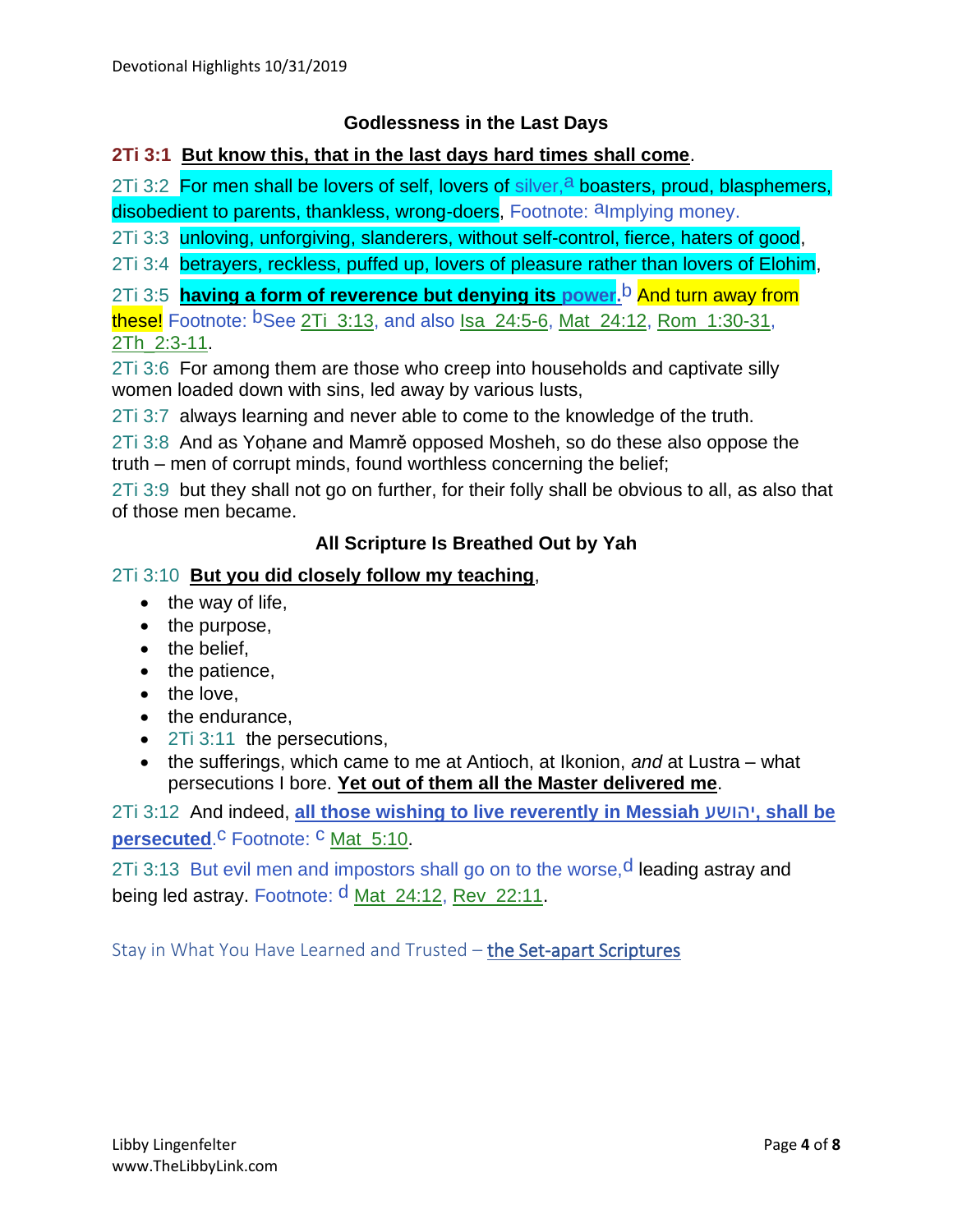### Godlessness in the Last Days

**2Ti 3:1** **But know this, that in the last days hard times shall come**.

2Ti 3:2 For men shall be lovers of self, lovers of silver,[a] boasters, proud, blasphemers, disobedient to parents, thankless, wrong-doers, Footnote: [a]Implying money.

2Ti 3:3 unloving, unforgiving, slanderers, without self-control, fierce, haters of good,

2Ti 3:4 betrayers, reckless, puffed up, lovers of pleasure rather than lovers of Elohim,

2Ti 3:5 **having a form of reverence but denying its power.**[b] And turn away from these! Footnote: [b]See 2Ti 3:13, and also Isa 24:5-6, Mat 24:12, Rom 1:30-31, 2Th 2:3-11.

2Ti 3:6 For among them are those who creep into households and captivate silly women loaded down with sins, led away by various lusts,

2Ti 3:7 always learning and never able to come to the knowledge of the truth.

2Ti 3:8 And as Yoḥane and Mamrě opposed Mosheh, so do these also oppose the truth – men of corrupt minds, found worthless concerning the belief;

2Ti 3:9 but they shall not go on further, for their folly shall be obvious to all, as also that of those men became.

### All Scripture Is Breathed Out by Yah

2Ti 3:10 **But you did closely follow my teaching**,

- the way of life,
- the purpose,
- the belief,
- the patience,
- the love,
- the endurance,
- 2Ti 3:11 the persecutions,
- the sufferings, which came to me at Antioch, at Ikonion, *and* at Lustra – what persecutions I bore. **Yet out of them all the Master delivered me**.

2Ti 3:12 And indeed, **all those wishing to live reverently in Messiah יהושע, shall be persecuted**.[c] Footnote: [c] Mat 5:10.

2Ti 3:13 But evil men and impostors shall go on to the worse,[d] leading astray and being led astray. Footnote: [d] Mat 24:12, Rev 22:11.

Stay in What You Have Learned and Trusted – the Set-apart Scriptures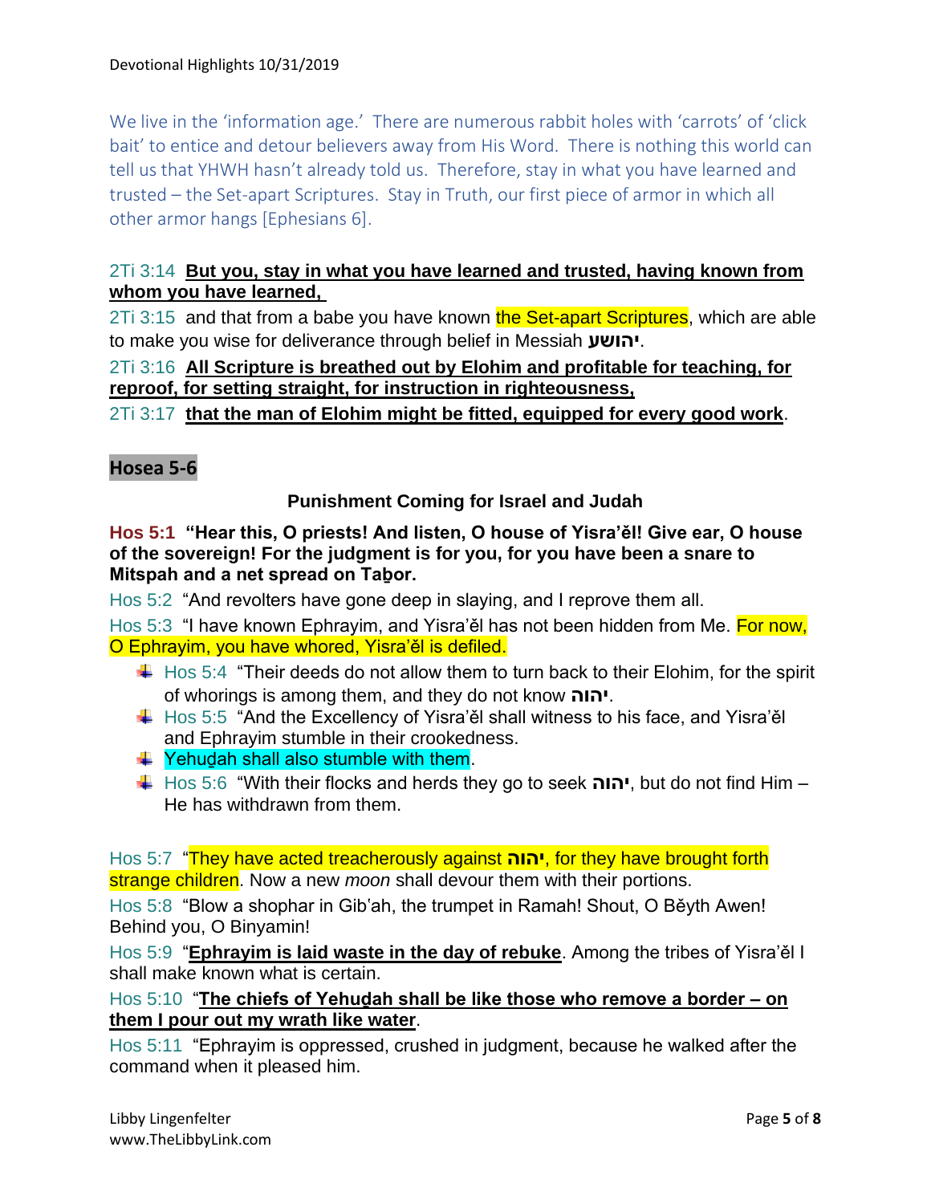We live in the 'information age.' There are numerous rabbit holes with 'carrots' of 'click bait' to entice and detour believers away from His Word. There is nothing this world can tell us that YHWH hasn't already told us. Therefore, stay in what you have learned and trusted – the Set-apart Scriptures. Stay in Truth, our first piece of armor in which all other armor hangs [Ephesians 6].

2Ti 3:14 **But you, stay in what you have learned and trusted, having known from whom you have learned,**

2Ti 3:15 and that from a babe you have known the Set-apart Scriptures, which are able to make you wise for deliverance through belief in Messiah יהושע.

2Ti 3:16 **All Scripture is breathed out by Elohim and profitable for teaching, for reproof, for setting straight, for instruction in righteousness,**

2Ti 3:17 **that the man of Elohim might be fitted, equipped for every good work**.

## Hosea 5-6

### Punishment Coming for Israel and Judah

**Hos 5:1 "Hear this, O priests! And listen, O house of Yisra'ěl! Give ear, O house of the sovereign! For the judgment is for you, for you have been a snare to Mitspah and a net spread on Taḇor.**

Hos 5:2 "And revolters have gone deep in slaying, and I reprove them all.

Hos 5:3 "I have known Ephrayim, and Yisra'ěl has not been hidden from Me. For now, O Ephrayim, you have whored, Yisra'ěl is defiled.

- Hos 5:4 "Their deeds do not allow them to turn back to their Elohim, for the spirit of whorings is among them, and they do not know יהוה.
- Hos 5:5 "And the Excellency of Yisra'ěl shall witness to his face, and Yisra'ěl and Ephrayim stumble in their crookedness.
- Yehuḏah shall also stumble with them.
- Hos 5:6 "With their flocks and herds they go to seek יהוה, but do not find Him – He has withdrawn from them.

Hos 5:7 "They have acted treacherously against יהוה, for they have brought forth strange children. Now a new *moon* shall devour them with their portions.

Hos 5:8 "Blow a shophar in Giḇ'ah, the trumpet in Ramah! Shout, O Běyth Awen! Behind you, O Binyamin!

Hos 5:9 "**Ephrayim is laid waste in the day of rebuke**. Among the tribes of Yisra'ěl I shall make known what is certain.

Hos 5:10 "**The chiefs of Yehuḏah shall be like those who remove a border – on them I pour out my wrath like water**.

Hos 5:11 "Ephrayim is oppressed, crushed in judgment, because he walked after the command when it pleased him.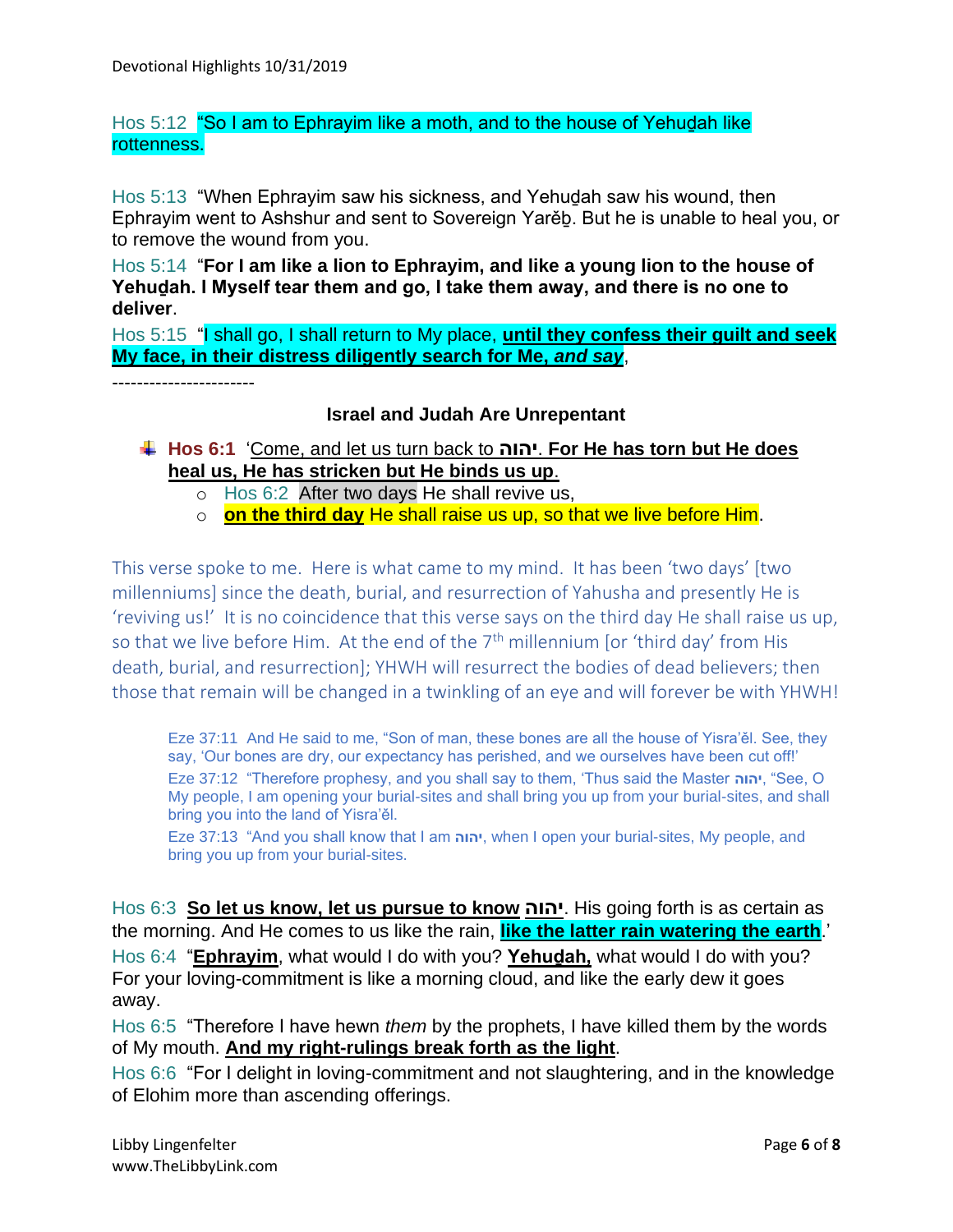Hos 5:12 “So I am to Ephrayim like a moth, and to the house of Yehuḏah like rottenness.

Hos 5:13 “When Ephrayim saw his sickness, and Yehuḏah saw his wound, then Ephrayim went to Ashshur and sent to Sovereign Yarěḇ. But he is unable to heal you, or to remove the wound from you.

Hos 5:14 “**For I am like a lion to Ephrayim, and like a young lion to the house of Yehuḏah. I Myself tear them and go, I take them away, and there is no one to deliver**.

Hos 5:15 “I shall go, I shall return to My place, **until they confess their guilt and seek My face, in their distress diligently search for Me, *and say***,

-----------------------

**Israel and Judah Are Unrepentant**

- **Hos 6:1** ‘Come, and let us turn back to **יהוה**. **For He has torn but He does heal us, He has stricken but He binds us up**.
  - Hos 6:2 After two days He shall revive us,
  - **on the third day** He shall raise us up, so that we live before Him.

This verse spoke to me. Here is what came to my mind. It has been ‘two days’ [two millenniums] since the death, burial, and resurrection of Yahusha and presently He is ‘reviving us!’ It is no coincidence that this verse says on the third day He shall raise us up, so that we live before Him. At the end of the 7th millennium [or ‘third day’ from His death, burial, and resurrection]; YHWH will resurrect the bodies of dead believers; then those that remain will be changed in a twinkling of an eye and will forever be with YHWH!

> Eze 37:11 And He said to me, “Son of man, these bones are all the house of Yisra’ěl. See, they say, ‘Our bones are dry, our expectancy has perished, and we ourselves have been cut off!’
> Eze 37:12 “Therefore prophesy, and you shall say to them, ‘Thus said the Master יהוה, “See, O My people, I am opening your burial-sites and shall bring you up from your burial-sites, and shall bring you into the land of Yisra’ěl.
> Eze 37:13 “And you shall know that I am יהוה, when I open your burial-sites, My people, and bring you up from your burial-sites.

Hos 6:3 **So let us know, let us pursue to know יהוה**. His going forth is as certain as the morning. And He comes to us like the rain, **like the latter rain watering the earth**.’

Hos 6:4 “**Ephrayim**, what would I do with you? **Yehuḏah,** what would I do with you? For your loving-commitment is like a morning cloud, and like the early dew it goes away.

Hos 6:5 “Therefore I have hewn *them* by the prophets, I have killed them by the words of My mouth. **And my right-rulings break forth as the light**.

Hos 6:6 “For I delight in loving-commitment and not slaughtering, and in the knowledge of Elohim more than ascending offerings.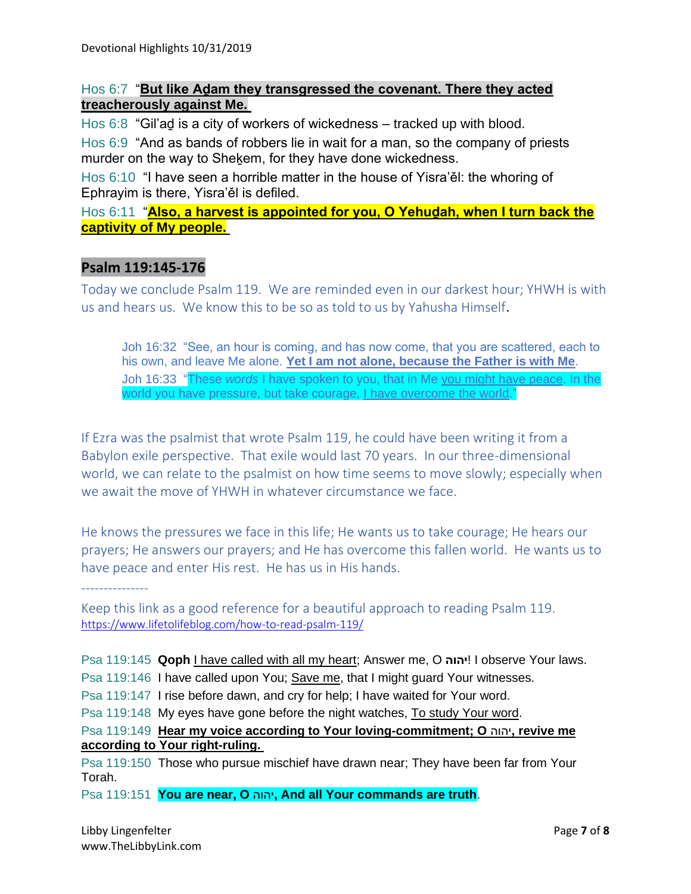Hos 6:7 “**<u>But like Aḏam they transgressed the covenant. There they acted treacherously against Me.</u>**

Hos 6:8 “Gil‛aḏ is a city of workers of wickedness – tracked up with blood.

Hos 6:9 “And as bands of robbers lie in wait for a man, so the company of priests murder on the way to Sheḵem, for they have done wickedness.

Hos 6:10 “I have seen a horrible matter in the house of Yisra’ěl: the whoring of Ephrayim is there, Yisra’ěl is defiled.

Hos 6:11 “**<u>Also, a harvest is appointed for you, O Yehuḏah, when I turn back the captivity of My people.</u>**

## Psalm 119:145-176

Today we conclude Psalm 119. We are reminded even in our darkest hour; YHWH is with us and hears us. We know this to be so as told to us by Yahusha Himself.

> Joh 16:32 “See, an hour is coming, and has now come, that you are scattered, each to his own, and leave Me alone. **<u>Yet I am not alone, because the Father is with Me</u>**.
>
> Joh 16:33 “These *words* I have spoken to you, that in Me <u>you might have peace</u>. In the world you have pressure, but take courage, <u>I have overcome the world</u>.”

If Ezra was the psalmist that wrote Psalm 119, he could have been writing it from a Babylon exile perspective. That exile would last 70 years. In our three-dimensional world, we can relate to the psalmist on how time seems to move slowly; especially when we await the move of YHWH in whatever circumstance we face.

He knows the pressures we face in this life; He wants us to take courage; He hears our prayers; He answers our prayers; and He has overcome this fallen world. He wants us to have peace and enter His rest. He has us in His hands.

---------------

Keep this link as a good reference for a beautiful approach to reading Psalm 119.
https://www.lifetolifeblog.com/how-to-read-psalm-119/

Psa 119:145 **Qoph** <u>I have called with all my heart</u>; Answer me, O **יהוה**! I observe Your laws.

Psa 119:146 I have called upon You; <u>Save me</u>, that I might guard Your witnesses.

Psa 119:147 I rise before dawn, and cry for help; I have waited for Your word.

Psa 119:148 My eyes have gone before the night watches, <u>To study Your word</u>.

Psa 119:149 **<u>Hear my voice according to Your loving-commitment; O יהוה, revive me according to Your right-ruling.</u>**

Psa 119:150 Those who pursue mischief have drawn near; They have been far from Your Torah.

Psa 119:151 **You are near, O יהוה, And all Your commands are truth**.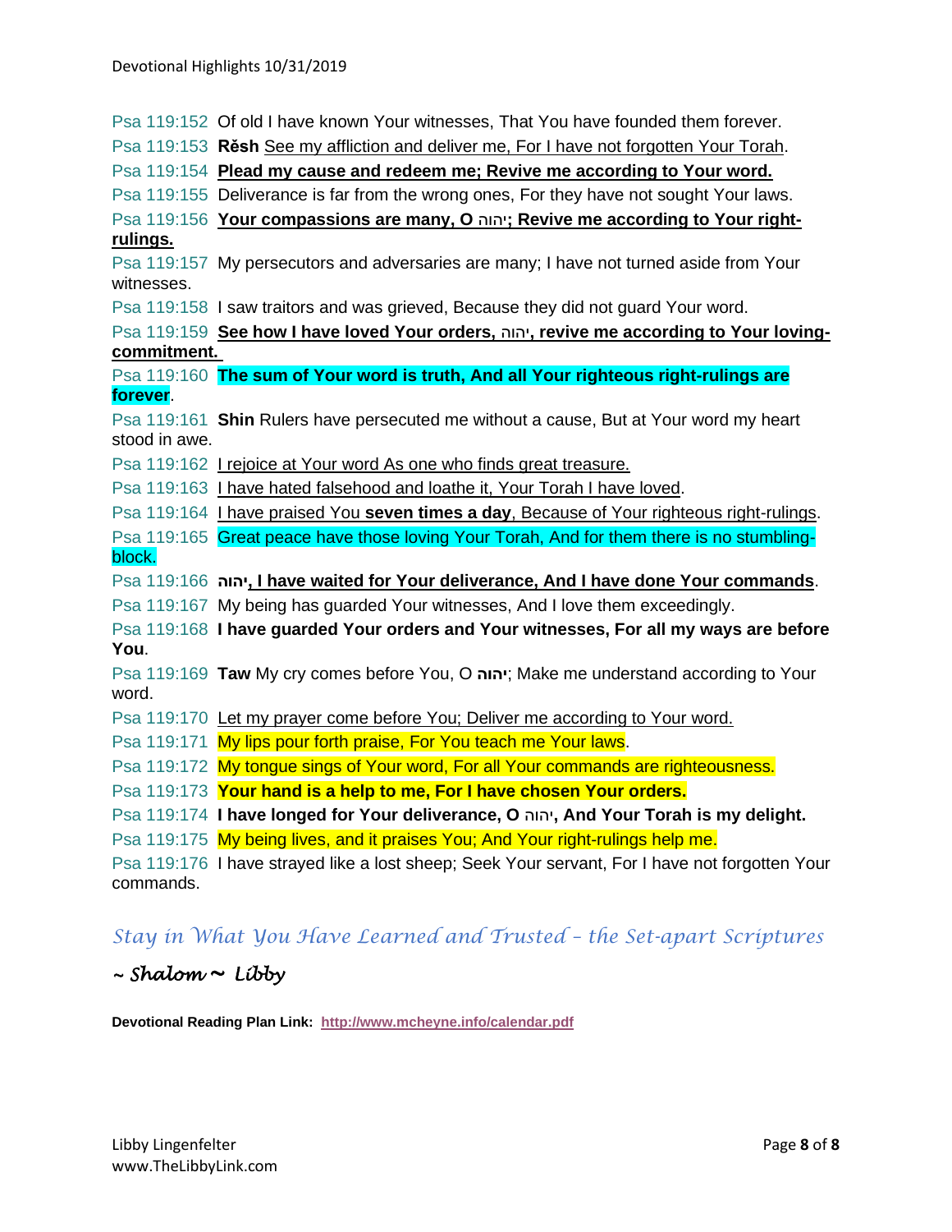Psa 119:152 Of old I have known Your witnesses, That You have founded them forever.

Psa 119:153 **Rěsh** See my affliction and deliver me, For I have not forgotten Your Torah.

Psa 119:154 **Plead my cause and redeem me; Revive me according to Your word.**

Psa 119:155 Deliverance is far from the wrong ones, For they have not sought Your laws.

Psa 119:156 **Your compassions are many, O יהוה; Revive me according to Your right-rulings.**

Psa 119:157 My persecutors and adversaries are many; I have not turned aside from Your witnesses.

Psa 119:158 I saw traitors and was grieved, Because they did not guard Your word.

Psa 119:159 **See how I have loved Your orders, יהוה, revive me according to Your loving-commitment.**

Psa 119:160 **The sum of Your word is truth, And all Your righteous right-rulings are forever**.

Psa 119:161 **Shin** Rulers have persecuted me without a cause, But at Your word my heart stood in awe.

Psa 119:162 I rejoice at Your word As one who finds great treasure.

Psa 119:163 I have hated falsehood and loathe it, Your Torah I have loved.

Psa 119:164 I have praised You **seven times a day**, Because of Your righteous right-rulings.

Psa 119:165 Great peace have those loving Your Torah, And for them there is no stumbling-block.

Psa 119:166 **יהוה, I have waited for Your deliverance, And I have done Your commands**.

Psa 119:167 My being has guarded Your witnesses, And I love them exceedingly.

Psa 119:168 **I have guarded Your orders and Your witnesses, For all my ways are before You**.

Psa 119:169 **Taw** My cry comes before You, O **יהוה**; Make me understand according to Your word.

Psa 119:170 Let my prayer come before You; Deliver me according to Your word.

Psa 119:171 My lips pour forth praise, For You teach me Your laws.

Psa 119:172 My tongue sings of Your word, For all Your commands are righteousness.

Psa 119:173 **Your hand is a help to me, For I have chosen Your orders.**

Psa 119:174 **I have longed for Your deliverance, O יהוה, And Your Torah is my delight.**

Psa 119:175 My being lives, and it praises You; And Your right-rulings help me.

Psa 119:176 I have strayed like a lost sheep; Seek Your servant, For I have not forgotten Your commands.

*Stay in What You Have Learned and Trusted – the Set-apart Scriptures*

*~ Shalom ~ Libby*

**Devotional Reading Plan Link: http://www.mcheyne.info/calendar.pdf**